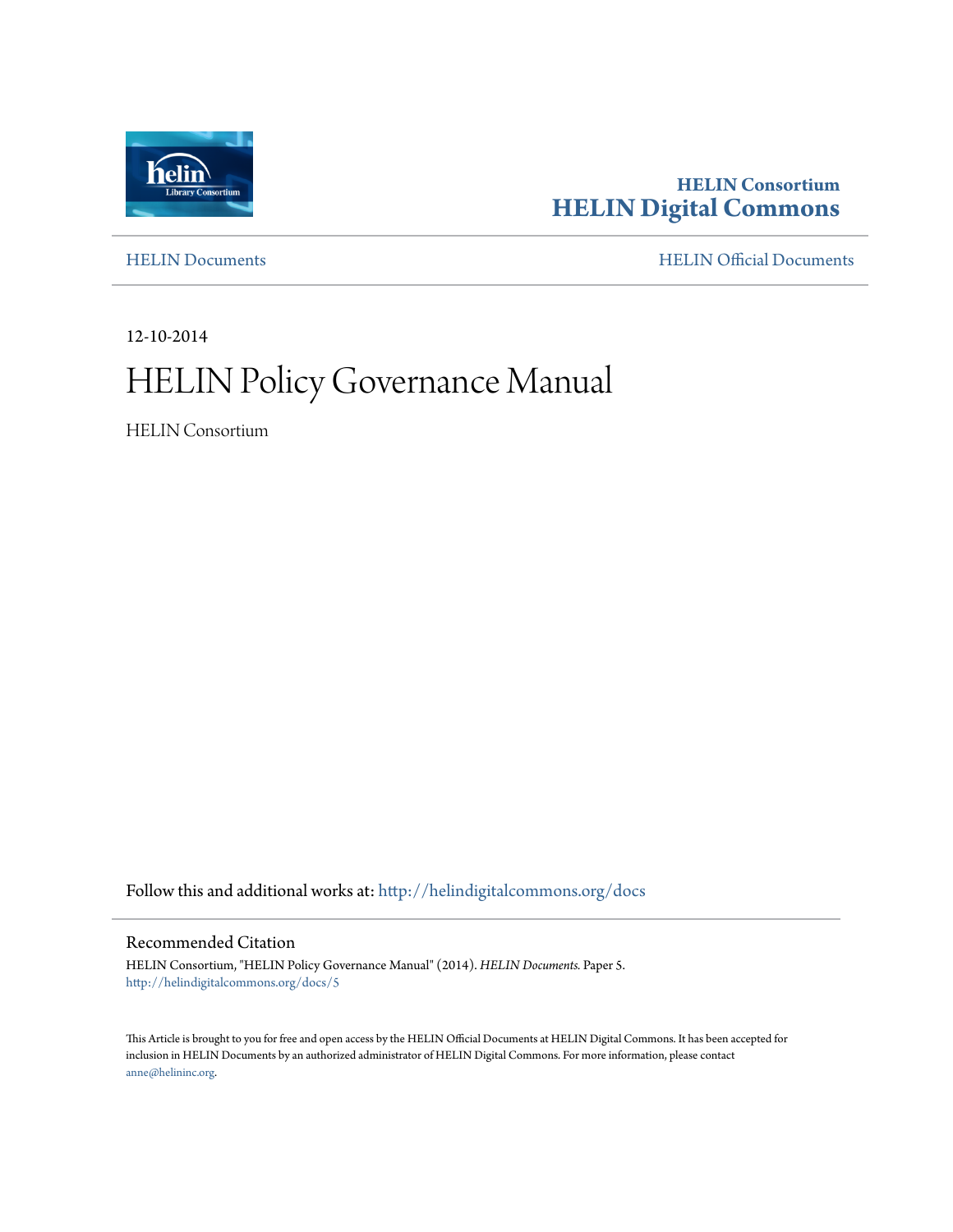HELIN Consortium
**HELIN Digital Commons**

HELIN Documents | HELIN Official Documents

12-10-2014

# HELIN Policy Governance Manual

HELIN Consortium

Follow this and additional works at: http://helindigitalcommons.org/docs

## Recommended Citation

HELIN Consortium, "HELIN Policy Governance Manual" (2014). *HELIN Documents.* Paper 5.
http://helindigitalcommons.org/docs/5

This Article is brought to you for free and open access by the HELIN Official Documents at HELIN Digital Commons. It has been accepted for inclusion in HELIN Documents by an authorized administrator of HELIN Digital Commons. For more information, please contact anne@helininc.org.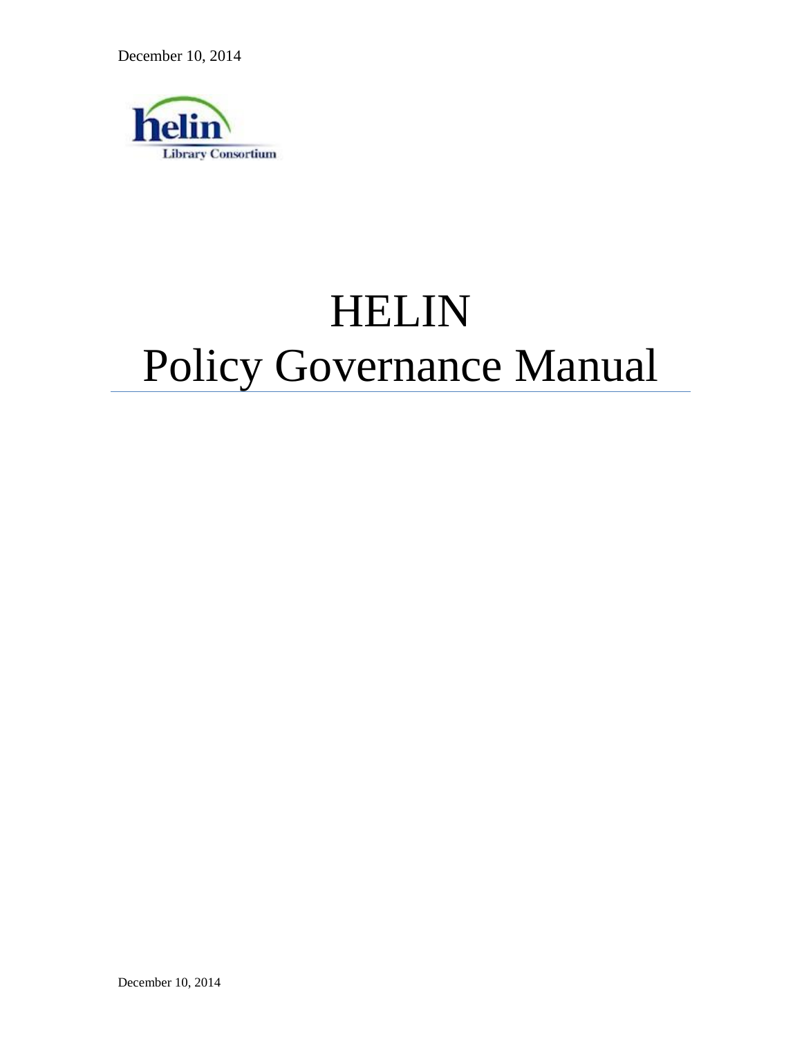December 10, 2014

# HELIN Policy Governance Manual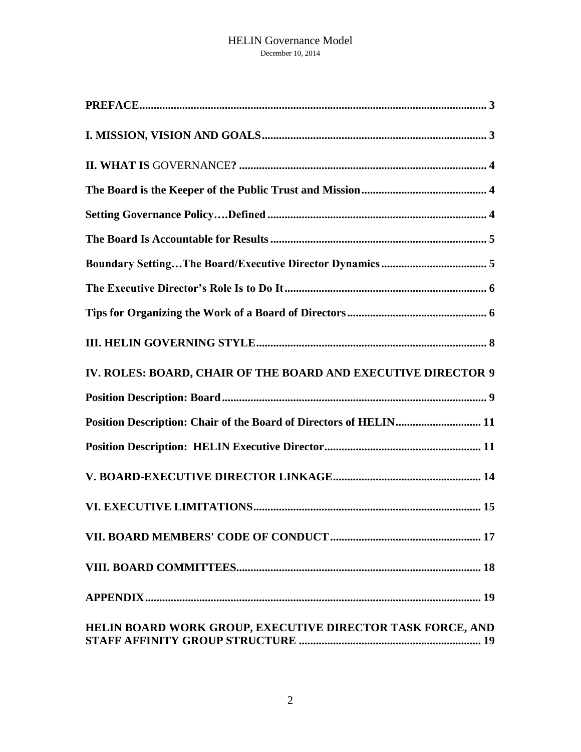| | |
|---|---|
| **PREFACE** | 3 |
| **I. MISSION, VISION AND GOALS** | 3 |
| **II. WHAT IS** GOVERNANCE**?** | 4 |
| **The Board is the Keeper of the Public Trust and Mission** | 4 |
| **Setting Governance Policy….Defined** | 4 |
| **The Board Is Accountable for Results** | 5 |
| **Boundary Setting…The Board/Executive Director Dynamics** | 5 |
| **The Executive Director's Role Is to Do It** | 6 |
| **Tips for Organizing the Work of a Board of Directors** | 6 |
| **III. HELIN GOVERNING STYLE** | 8 |
| **IV. ROLES: BOARD, CHAIR OF THE BOARD AND EXECUTIVE DIRECTOR** | 9 |
| **Position Description: Board** | 9 |
| **Position Description: Chair of the Board of Directors of HELIN** | 11 |
| **Position Description: HELIN Executive Director** | 11 |
| **V. BOARD-EXECUTIVE DIRECTOR LINKAGE** | 14 |
| **VI. EXECUTIVE LIMITATIONS** | 15 |
| **VII. BOARD MEMBERS' CODE OF CONDUCT** | 17 |
| **VIII. BOARD COMMITTEES** | 18 |
| **APPENDIX** | 19 |
| **HELIN BOARD WORK GROUP, EXECUTIVE DIRECTOR TASK FORCE, AND STAFF AFFINITY GROUP STRUCTURE** | 19 |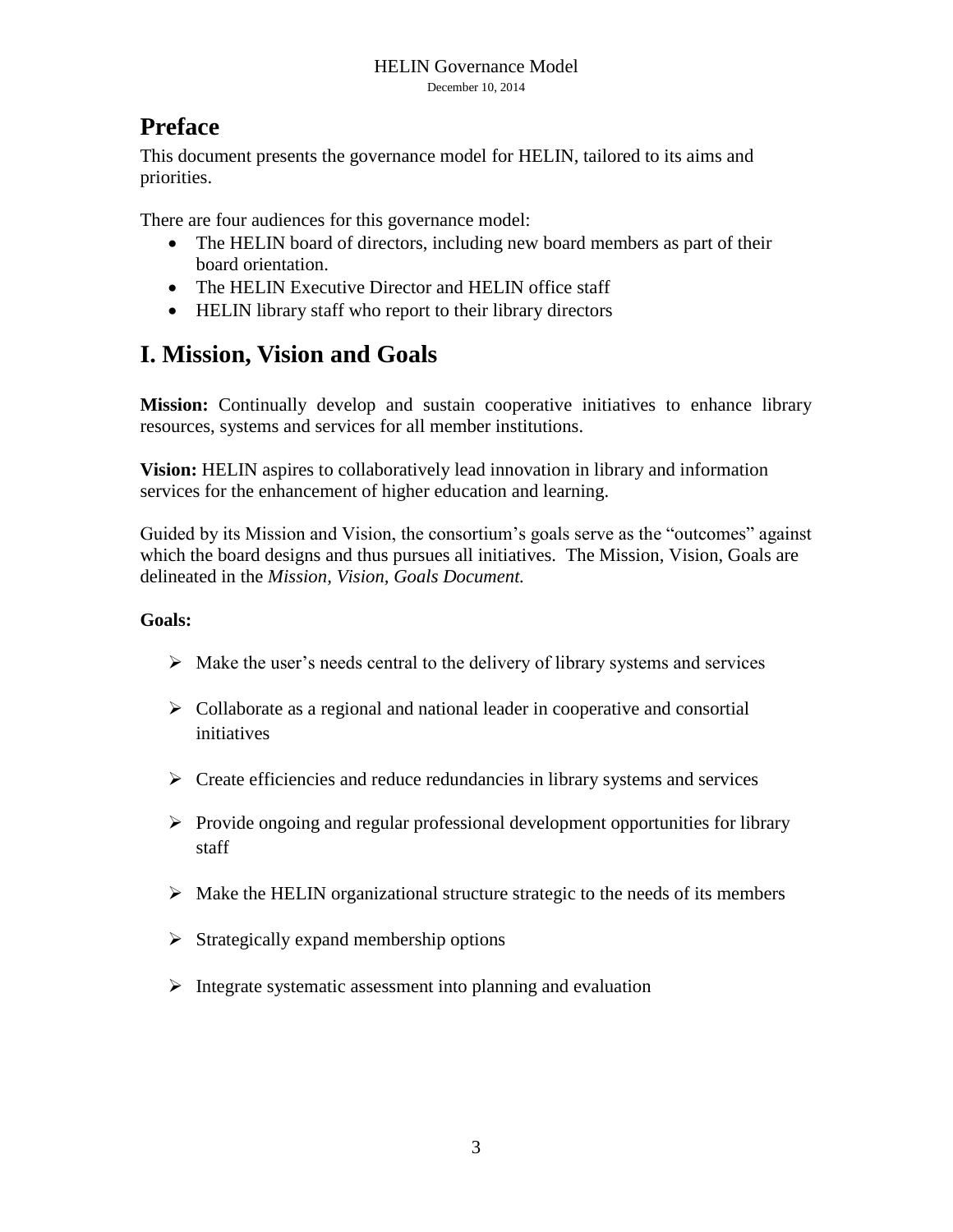# Preface

This document presents the governance model for HELIN, tailored to its aims and priorities.

There are four audiences for this governance model:

- The HELIN board of directors, including new board members as part of their board orientation.
- The HELIN Executive Director and HELIN office staff
- HELIN library staff who report to their library directors

# I. Mission, Vision and Goals

**Mission:** Continually develop and sustain cooperative initiatives to enhance library resources, systems and services for all member institutions.

**Vision:** HELIN aspires to collaboratively lead innovation in library and information services for the enhancement of higher education and learning.

Guided by its Mission and Vision, the consortium's goals serve as the "outcomes" against which the board designs and thus pursues all initiatives. The Mission, Vision, Goals are delineated in the *Mission, Vision, Goals Document.*

**Goals:**

- Make the user's needs central to the delivery of library systems and services
- Collaborate as a regional and national leader in cooperative and consortial initiatives
- Create efficiencies and reduce redundancies in library systems and services
- Provide ongoing and regular professional development opportunities for library staff
- Make the HELIN organizational structure strategic to the needs of its members
- Strategically expand membership options
- Integrate systematic assessment into planning and evaluation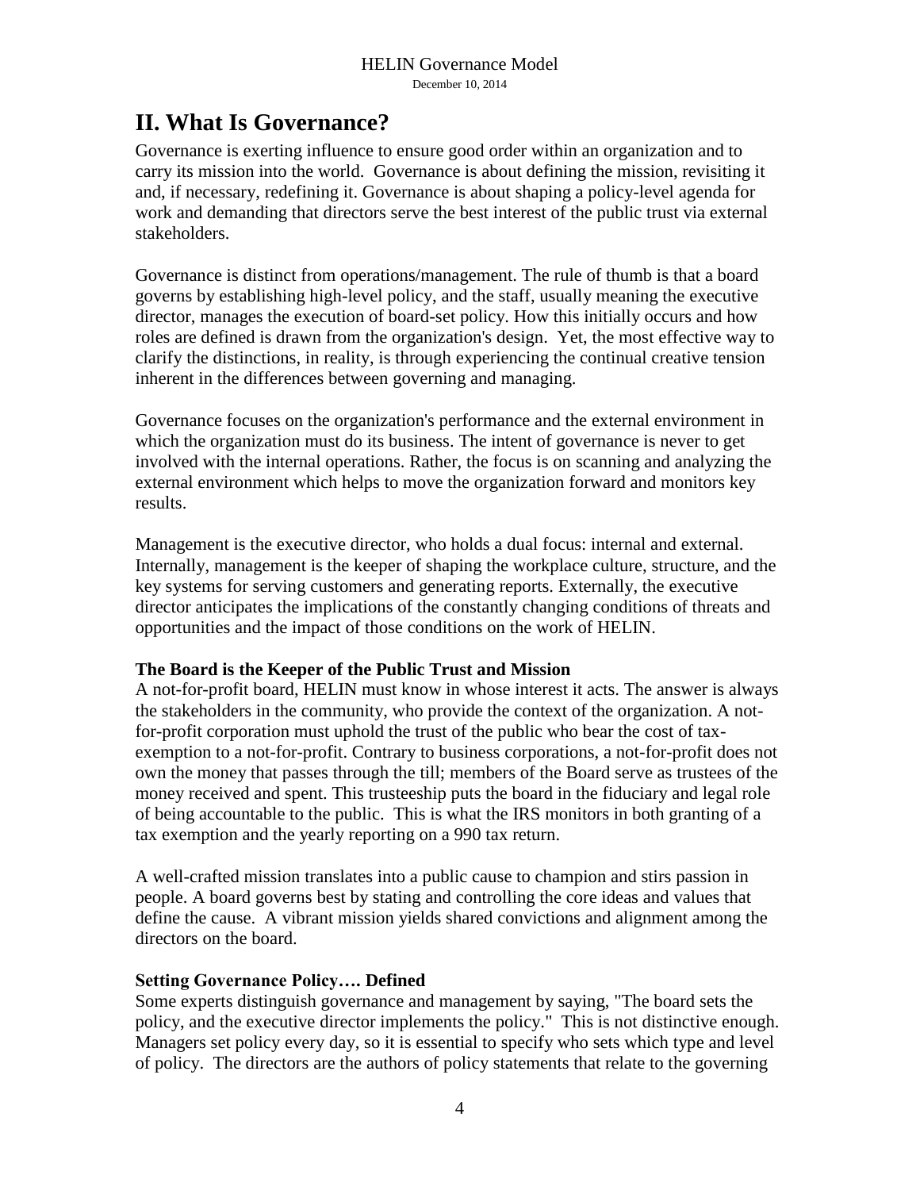## II. What Is Governance?

Governance is exerting influence to ensure good order within an organization and to carry its mission into the world. Governance is about defining the mission, revisiting it and, if necessary, redefining it. Governance is about shaping a policy-level agenda for work and demanding that directors serve the best interest of the public trust via external stakeholders.

Governance is distinct from operations/management. The rule of thumb is that a board governs by establishing high-level policy, and the staff, usually meaning the executive director, manages the execution of board-set policy. How this initially occurs and how roles are defined is drawn from the organization's design. Yet, the most effective way to clarify the distinctions, in reality, is through experiencing the continual creative tension inherent in the differences between governing and managing.

Governance focuses on the organization's performance and the external environment in which the organization must do its business. The intent of governance is never to get involved with the internal operations. Rather, the focus is on scanning and analyzing the external environment which helps to move the organization forward and monitors key results.

Management is the executive director, who holds a dual focus: internal and external. Internally, management is the keeper of shaping the workplace culture, structure, and the key systems for serving customers and generating reports. Externally, the executive director anticipates the implications of the constantly changing conditions of threats and opportunities and the impact of those conditions on the work of HELIN.

**The Board is the Keeper of the Public Trust and Mission**

A not-for-profit board, HELIN must know in whose interest it acts. The answer is always the stakeholders in the community, who provide the context of the organization. A not-for-profit corporation must uphold the trust of the public who bear the cost of tax-exemption to a not-for-profit. Contrary to business corporations, a not-for-profit does not own the money that passes through the till; members of the Board serve as trustees of the money received and spent. This trusteeship puts the board in the fiduciary and legal role of being accountable to the public. This is what the IRS monitors in both granting of a tax exemption and the yearly reporting on a 990 tax return.

A well-crafted mission translates into a public cause to champion and stirs passion in people. A board governs best by stating and controlling the core ideas and values that define the cause. A vibrant mission yields shared convictions and alignment among the directors on the board.

**Setting Governance Policy…. Defined**

Some experts distinguish governance and management by saying, "The board sets the policy, and the executive director implements the policy." This is not distinctive enough. Managers set policy every day, so it is essential to specify who sets which type and level of policy. The directors are the authors of policy statements that relate to the governing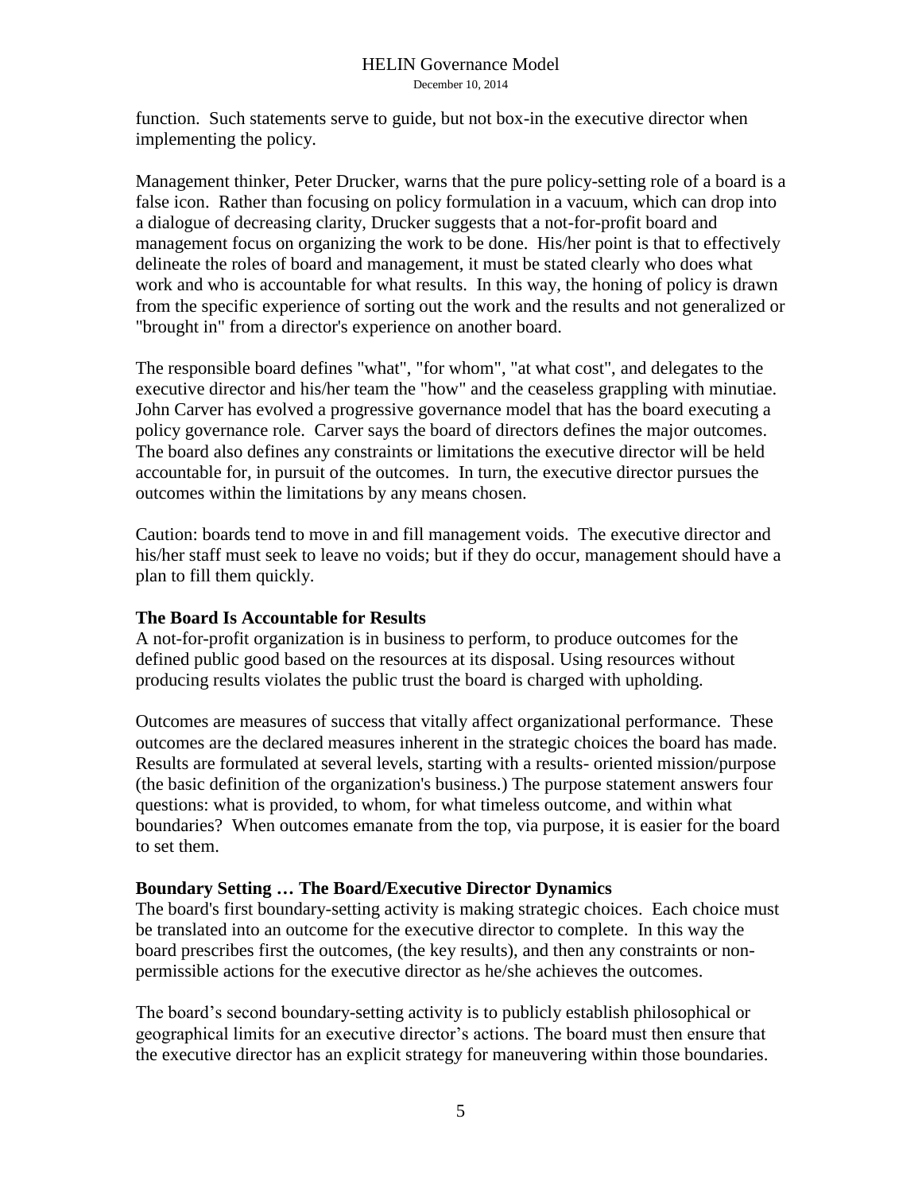function. Such statements serve to guide, but not box-in the executive director when implementing the policy.

Management thinker, Peter Drucker, warns that the pure policy-setting role of a board is a false icon. Rather than focusing on policy formulation in a vacuum, which can drop into a dialogue of decreasing clarity, Drucker suggests that a not-for-profit board and management focus on organizing the work to be done. His/her point is that to effectively delineate the roles of board and management, it must be stated clearly who does what work and who is accountable for what results. In this way, the honing of policy is drawn from the specific experience of sorting out the work and the results and not generalized or "brought in" from a director's experience on another board.

The responsible board defines "what", "for whom", "at what cost", and delegates to the executive director and his/her team the "how" and the ceaseless grappling with minutiae. John Carver has evolved a progressive governance model that has the board executing a policy governance role. Carver says the board of directors defines the major outcomes. The board also defines any constraints or limitations the executive director will be held accountable for, in pursuit of the outcomes. In turn, the executive director pursues the outcomes within the limitations by any means chosen.

Caution: boards tend to move in and fill management voids. The executive director and his/her staff must seek to leave no voids; but if they do occur, management should have a plan to fill them quickly.

**The Board Is Accountable for Results**

A not-for-profit organization is in business to perform, to produce outcomes for the defined public good based on the resources at its disposal. Using resources without producing results violates the public trust the board is charged with upholding.

Outcomes are measures of success that vitally affect organizational performance. These outcomes are the declared measures inherent in the strategic choices the board has made. Results are formulated at several levels, starting with a results- oriented mission/purpose (the basic definition of the organization's business.) The purpose statement answers four questions: what is provided, to whom, for what timeless outcome, and within what boundaries? When outcomes emanate from the top, via purpose, it is easier for the board to set them.

**Boundary Setting … The Board/Executive Director Dynamics**

The board's first boundary-setting activity is making strategic choices. Each choice must be translated into an outcome for the executive director to complete. In this way the board prescribes first the outcomes, (the key results), and then any constraints or non-permissible actions for the executive director as he/she achieves the outcomes.

The board's second boundary-setting activity is to publicly establish philosophical or geographical limits for an executive director's actions. The board must then ensure that the executive director has an explicit strategy for maneuvering within those boundaries.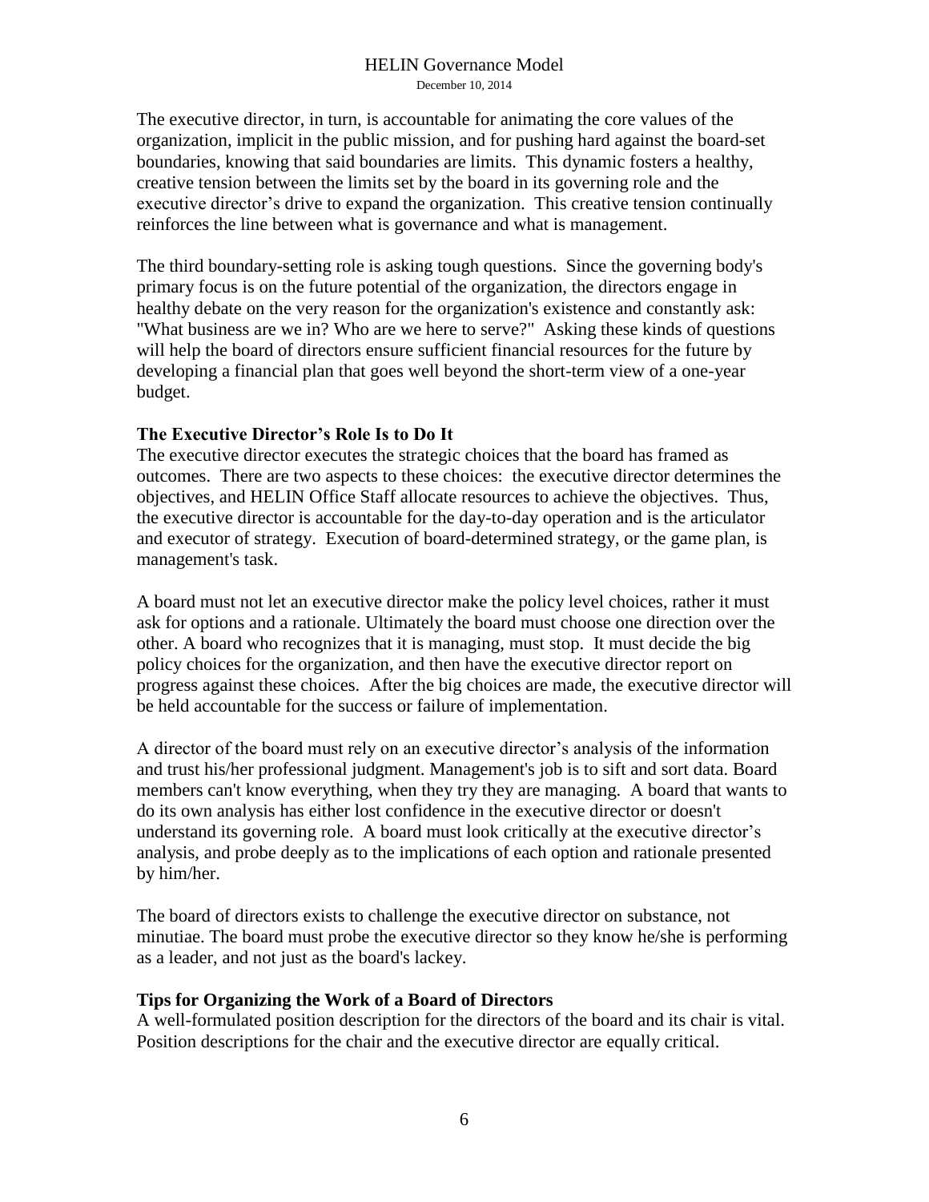The executive director, in turn, is accountable for animating the core values of the organization, implicit in the public mission, and for pushing hard against the board-set boundaries, knowing that said boundaries are limits. This dynamic fosters a healthy, creative tension between the limits set by the board in its governing role and the executive director's drive to expand the organization. This creative tension continually reinforces the line between what is governance and what is management.

The third boundary-setting role is asking tough questions. Since the governing body's primary focus is on the future potential of the organization, the directors engage in healthy debate on the very reason for the organization's existence and constantly ask: "What business are we in? Who are we here to serve?" Asking these kinds of questions will help the board of directors ensure sufficient financial resources for the future by developing a financial plan that goes well beyond the short-term view of a one-year budget.

**The Executive Director's Role Is to Do It**

The executive director executes the strategic choices that the board has framed as outcomes. There are two aspects to these choices: the executive director determines the objectives, and HELIN Office Staff allocate resources to achieve the objectives. Thus, the executive director is accountable for the day-to-day operation and is the articulator and executor of strategy. Execution of board-determined strategy, or the game plan, is management's task.

A board must not let an executive director make the policy level choices, rather it must ask for options and a rationale. Ultimately the board must choose one direction over the other. A board who recognizes that it is managing, must stop. It must decide the big policy choices for the organization, and then have the executive director report on progress against these choices. After the big choices are made, the executive director will be held accountable for the success or failure of implementation.

A director of the board must rely on an executive director's analysis of the information and trust his/her professional judgment. Management's job is to sift and sort data. Board members can't know everything, when they try they are managing. A board that wants to do its own analysis has either lost confidence in the executive director or doesn't understand its governing role. A board must look critically at the executive director's analysis, and probe deeply as to the implications of each option and rationale presented by him/her.

The board of directors exists to challenge the executive director on substance, not minutiae. The board must probe the executive director so they know he/she is performing as a leader, and not just as the board's lackey.

**Tips for Organizing the Work of a Board of Directors**

A well-formulated position description for the directors of the board and its chair is vital. Position descriptions for the chair and the executive director are equally critical.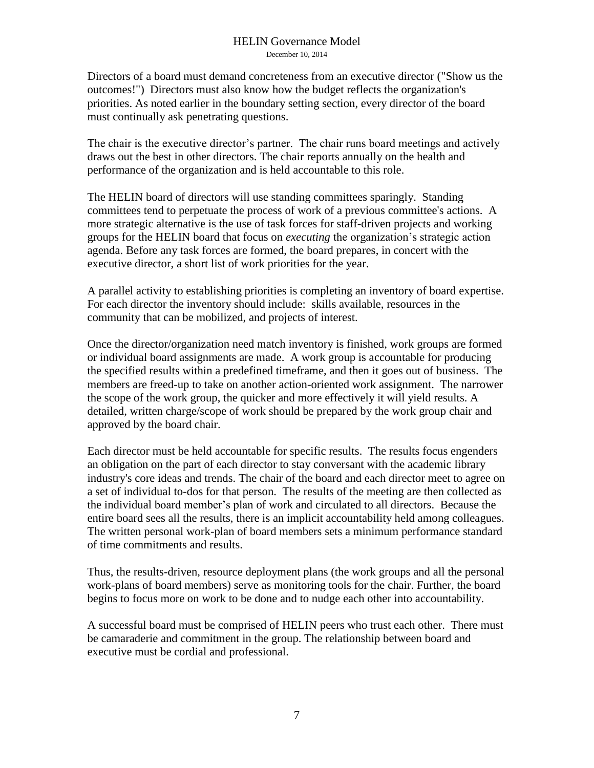Directors of a board must demand concreteness from an executive director ("Show us the outcomes!") Directors must also know how the budget reflects the organization's priorities. As noted earlier in the boundary setting section, every director of the board must continually ask penetrating questions.

The chair is the executive director's partner. The chair runs board meetings and actively draws out the best in other directors. The chair reports annually on the health and performance of the organization and is held accountable to this role.

The HELIN board of directors will use standing committees sparingly. Standing committees tend to perpetuate the process of work of a previous committee's actions. A more strategic alternative is the use of task forces for staff-driven projects and working groups for the HELIN board that focus on *executing* the organization's strategic action agenda. Before any task forces are formed, the board prepares, in concert with the executive director, a short list of work priorities for the year.

A parallel activity to establishing priorities is completing an inventory of board expertise. For each director the inventory should include: skills available, resources in the community that can be mobilized, and projects of interest.

Once the director/organization need match inventory is finished, work groups are formed or individual board assignments are made. A work group is accountable for producing the specified results within a predefined timeframe, and then it goes out of business. The members are freed-up to take on another action-oriented work assignment. The narrower the scope of the work group, the quicker and more effectively it will yield results. A detailed, written charge/scope of work should be prepared by the work group chair and approved by the board chair.

Each director must be held accountable for specific results. The results focus engenders an obligation on the part of each director to stay conversant with the academic library industry's core ideas and trends. The chair of the board and each director meet to agree on a set of individual to-dos for that person. The results of the meeting are then collected as the individual board member's plan of work and circulated to all directors. Because the entire board sees all the results, there is an implicit accountability held among colleagues. The written personal work-plan of board members sets a minimum performance standard of time commitments and results.

Thus, the results-driven, resource deployment plans (the work groups and all the personal work-plans of board members) serve as monitoring tools for the chair. Further, the board begins to focus more on work to be done and to nudge each other into accountability.

A successful board must be comprised of HELIN peers who trust each other. There must be camaraderie and commitment in the group. The relationship between board and executive must be cordial and professional.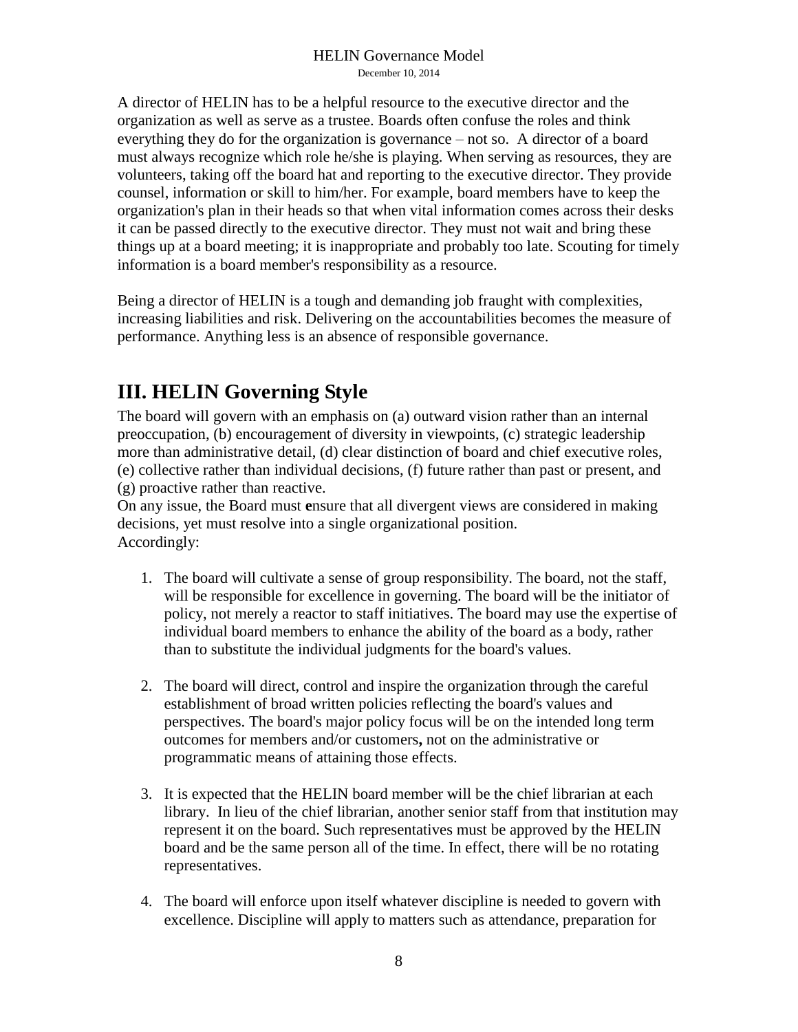A director of HELIN has to be a helpful resource to the executive director and the organization as well as serve as a trustee. Boards often confuse the roles and think everything they do for the organization is governance – not so. A director of a board must always recognize which role he/she is playing. When serving as resources, they are volunteers, taking off the board hat and reporting to the executive director. They provide counsel, information or skill to him/her. For example, board members have to keep the organization's plan in their heads so that when vital information comes across their desks it can be passed directly to the executive director. They must not wait and bring these things up at a board meeting; it is inappropriate and probably too late. Scouting for timely information is a board member's responsibility as a resource.

Being a director of HELIN is a tough and demanding job fraught with complexities, increasing liabilities and risk. Delivering on the accountabilities becomes the measure of performance. Anything less is an absence of responsible governance.

# III. HELIN Governing Style

The board will govern with an emphasis on (a) outward vision rather than an internal preoccupation, (b) encouragement of diversity in viewpoints, (c) strategic leadership more than administrative detail, (d) clear distinction of board and chief executive roles, (e) collective rather than individual decisions, (f) future rather than past or present, and (g) proactive rather than reactive.

On any issue, the Board must ensure that all divergent views are considered in making decisions, yet must resolve into a single organizational position.

Accordingly:

1. The board will cultivate a sense of group responsibility. The board, not the staff, will be responsible for excellence in governing. The board will be the initiator of policy, not merely a reactor to staff initiatives. The board may use the expertise of individual board members to enhance the ability of the board as a body, rather than to substitute the individual judgments for the board's values.

2. The board will direct, control and inspire the organization through the careful establishment of broad written policies reflecting the board's values and perspectives. The board's major policy focus will be on the intended long term outcomes for members and/or customers**,** not on the administrative or programmatic means of attaining those effects.

3. It is expected that the HELIN board member will be the chief librarian at each library. In lieu of the chief librarian, another senior staff from that institution may represent it on the board. Such representatives must be approved by the HELIN board and be the same person all of the time. In effect, there will be no rotating representatives.

4. The board will enforce upon itself whatever discipline is needed to govern with excellence. Discipline will apply to matters such as attendance, preparation for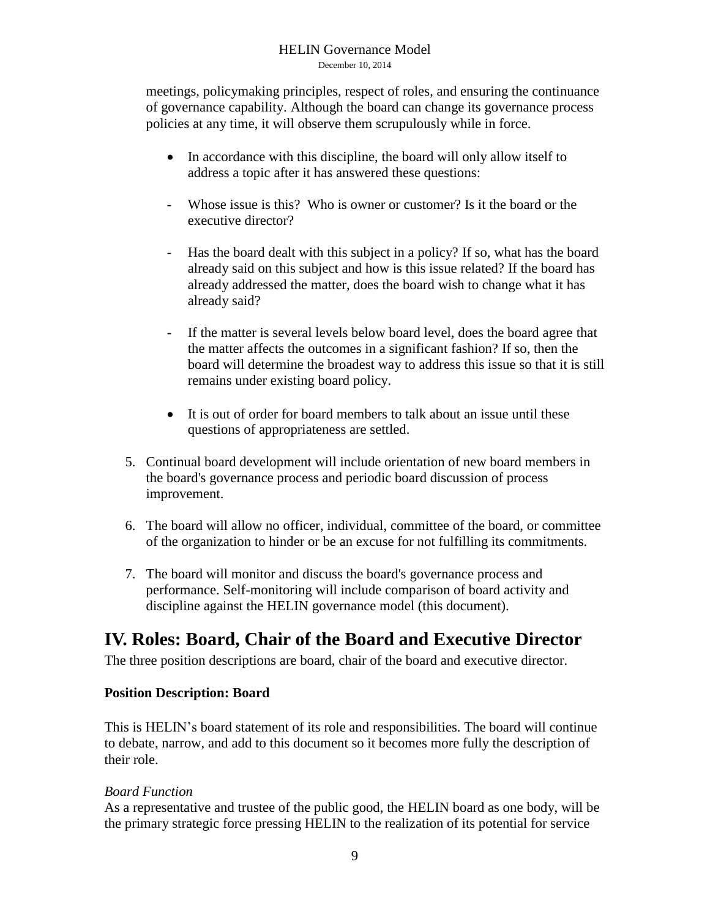meetings, policymaking principles, respect of roles, and ensuring the continuance of governance capability. Although the board can change its governance process policies at any time, it will observe them scrupulously while in force.

- In accordance with this discipline, the board will only allow itself to address a topic after it has answered these questions:

  - Whose issue is this? Who is owner or customer? Is it the board or the executive director?

  - Has the board dealt with this subject in a policy? If so, what has the board already said on this subject and how is this issue related? If the board has already addressed the matter, does the board wish to change what it has already said?

  - If the matter is several levels below board level, does the board agree that the matter affects the outcomes in a significant fashion? If so, then the board will determine the broadest way to address this issue so that it is still remains under existing board policy.

- It is out of order for board members to talk about an issue until these questions of appropriateness are settled.

5. Continual board development will include orientation of new board members in the board's governance process and periodic board discussion of process improvement.

6. The board will allow no officer, individual, committee of the board, or committee of the organization to hinder or be an excuse for not fulfilling its commitments.

7. The board will monitor and discuss the board's governance process and performance. Self-monitoring will include comparison of board activity and discipline against the HELIN governance model (this document).

## IV. Roles: Board, Chair of the Board and Executive Director

The three position descriptions are board, chair of the board and executive director.

**Position Description: Board**

This is HELIN's board statement of its role and responsibilities. The board will continue to debate, narrow, and add to this document so it becomes more fully the description of their role.

*Board Function*

As a representative and trustee of the public good, the HELIN board as one body, will be the primary strategic force pressing HELIN to the realization of its potential for service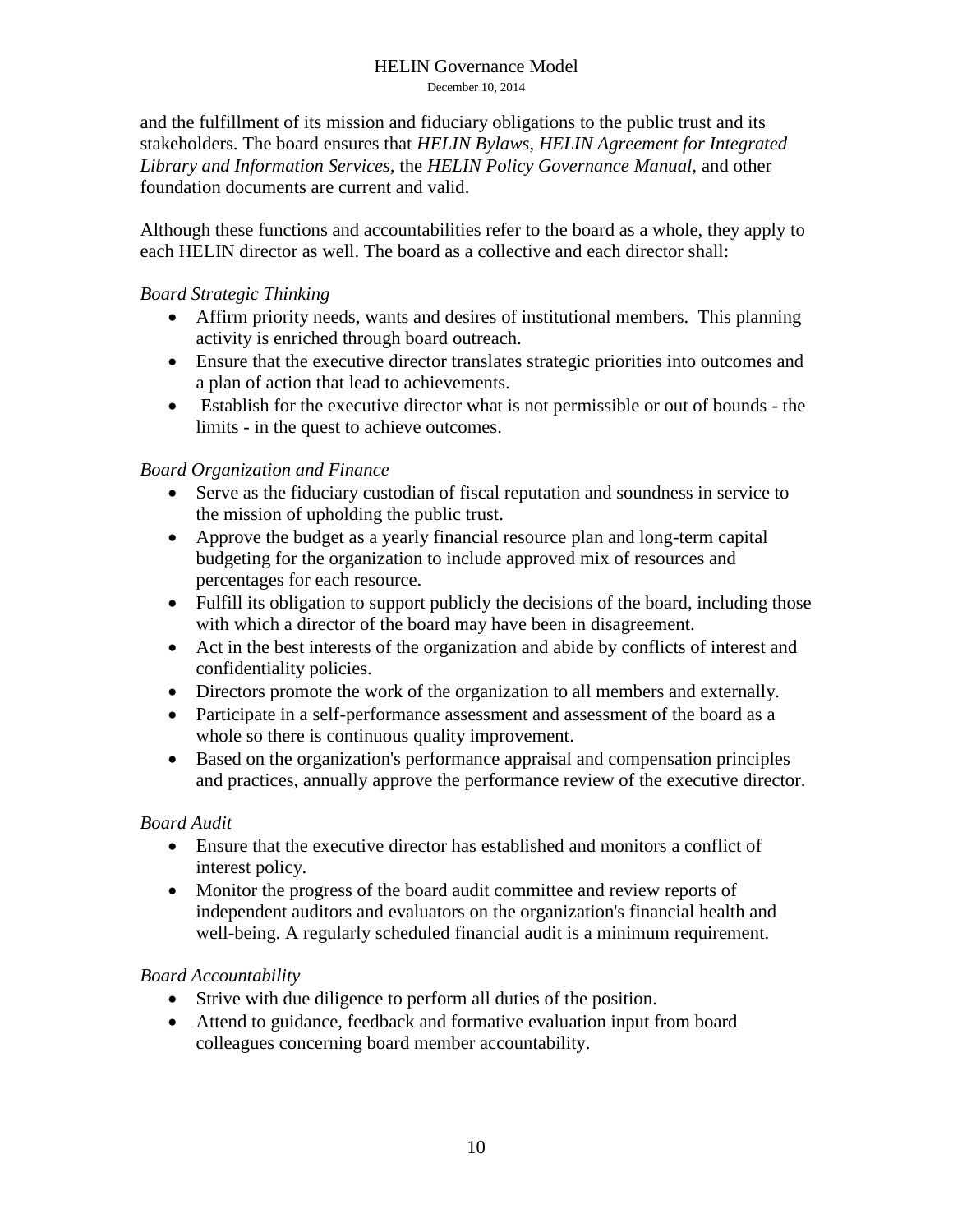and the fulfillment of its mission and fiduciary obligations to the public trust and its stakeholders. The board ensures that *HELIN Bylaws*, *HELIN Agreement for Integrated Library and Information Services,* the *HELIN Policy Governance Manual,* and other foundation documents are current and valid.

Although these functions and accountabilities refer to the board as a whole, they apply to each HELIN director as well. The board as a collective and each director shall:

*Board Strategic Thinking*

- Affirm priority needs, wants and desires of institutional members. This planning activity is enriched through board outreach.
- Ensure that the executive director translates strategic priorities into outcomes and a plan of action that lead to achievements.
- Establish for the executive director what is not permissible or out of bounds - the limits - in the quest to achieve outcomes.

*Board Organization and Finance*

- Serve as the fiduciary custodian of fiscal reputation and soundness in service to the mission of upholding the public trust.
- Approve the budget as a yearly financial resource plan and long-term capital budgeting for the organization to include approved mix of resources and percentages for each resource.
- Fulfill its obligation to support publicly the decisions of the board, including those with which a director of the board may have been in disagreement.
- Act in the best interests of the organization and abide by conflicts of interest and confidentiality policies.
- Directors promote the work of the organization to all members and externally.
- Participate in a self-performance assessment and assessment of the board as a whole so there is continuous quality improvement.
- Based on the organization's performance appraisal and compensation principles and practices, annually approve the performance review of the executive director.

*Board Audit*

- Ensure that the executive director has established and monitors a conflict of interest policy.
- Monitor the progress of the board audit committee and review reports of independent auditors and evaluators on the organization's financial health and well-being. A regularly scheduled financial audit is a minimum requirement.

*Board Accountability*

- Strive with due diligence to perform all duties of the position.
- Attend to guidance, feedback and formative evaluation input from board colleagues concerning board member accountability.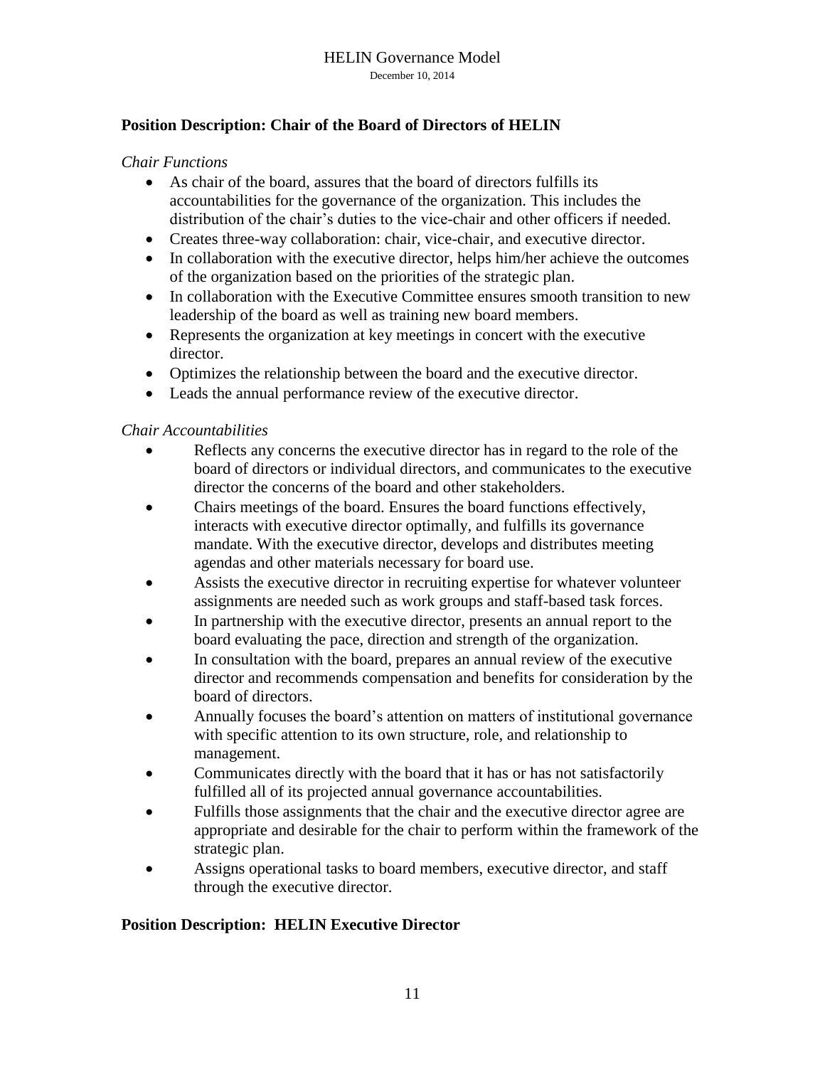## Position Description: Chair of the Board of Directors of HELIN

*Chair Functions*

- As chair of the board, assures that the board of directors fulfills its accountabilities for the governance of the organization. This includes the distribution of the chair's duties to the vice-chair and other officers if needed.
- Creates three-way collaboration: chair, vice-chair, and executive director.
- In collaboration with the executive director, helps him/her achieve the outcomes of the organization based on the priorities of the strategic plan.
- In collaboration with the Executive Committee ensures smooth transition to new leadership of the board as well as training new board members.
- Represents the organization at key meetings in concert with the executive director.
- Optimizes the relationship between the board and the executive director.
- Leads the annual performance review of the executive director.

*Chair Accountabilities*

- Reflects any concerns the executive director has in regard to the role of the board of directors or individual directors, and communicates to the executive director the concerns of the board and other stakeholders.
- Chairs meetings of the board. Ensures the board functions effectively, interacts with executive director optimally, and fulfills its governance mandate. With the executive director, develops and distributes meeting agendas and other materials necessary for board use.
- Assists the executive director in recruiting expertise for whatever volunteer assignments are needed such as work groups and staff-based task forces.
- In partnership with the executive director, presents an annual report to the board evaluating the pace, direction and strength of the organization.
- In consultation with the board, prepares an annual review of the executive director and recommends compensation and benefits for consideration by the board of directors.
- Annually focuses the board's attention on matters of institutional governance with specific attention to its own structure, role, and relationship to management.
- Communicates directly with the board that it has or has not satisfactorily fulfilled all of its projected annual governance accountabilities.
- Fulfills those assignments that the chair and the executive director agree are appropriate and desirable for the chair to perform within the framework of the strategic plan.
- Assigns operational tasks to board members, executive director, and staff through the executive director.

## Position Description: HELIN Executive Director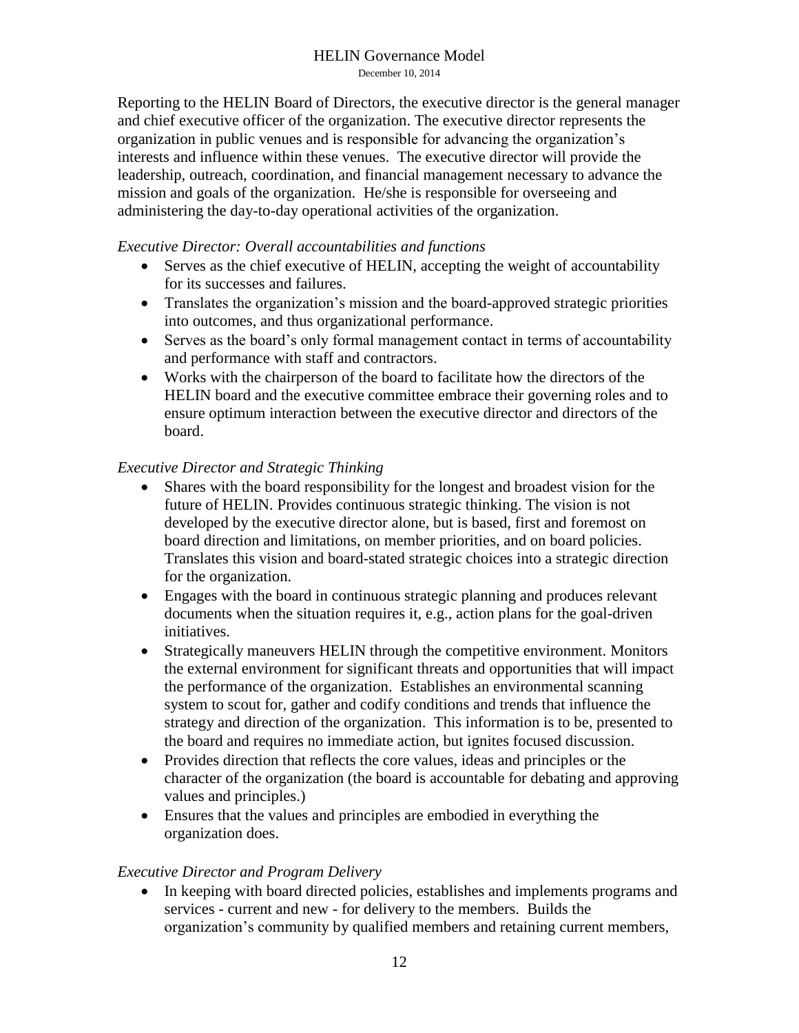Reporting to the HELIN Board of Directors, the executive director is the general manager and chief executive officer of the organization. The executive director represents the organization in public venues and is responsible for advancing the organization's interests and influence within these venues. The executive director will provide the leadership, outreach, coordination, and financial management necessary to advance the mission and goals of the organization. He/she is responsible for overseeing and administering the day-to-day operational activities of the organization.

*Executive Director: Overall accountabilities and functions*

- Serves as the chief executive of HELIN, accepting the weight of accountability for its successes and failures.
- Translates the organization's mission and the board-approved strategic priorities into outcomes, and thus organizational performance.
- Serves as the board's only formal management contact in terms of accountability and performance with staff and contractors.
- Works with the chairperson of the board to facilitate how the directors of the HELIN board and the executive committee embrace their governing roles and to ensure optimum interaction between the executive director and directors of the board.

*Executive Director and Strategic Thinking*

- Shares with the board responsibility for the longest and broadest vision for the future of HELIN. Provides continuous strategic thinking. The vision is not developed by the executive director alone, but is based, first and foremost on board direction and limitations, on member priorities, and on board policies. Translates this vision and board-stated strategic choices into a strategic direction for the organization.
- Engages with the board in continuous strategic planning and produces relevant documents when the situation requires it, e.g., action plans for the goal-driven initiatives.
- Strategically maneuvers HELIN through the competitive environment. Monitors the external environment for significant threats and opportunities that will impact the performance of the organization. Establishes an environmental scanning system to scout for, gather and codify conditions and trends that influence the strategy and direction of the organization. This information is to be, presented to the board and requires no immediate action, but ignites focused discussion.
- Provides direction that reflects the core values, ideas and principles or the character of the organization (the board is accountable for debating and approving values and principles.)
- Ensures that the values and principles are embodied in everything the organization does.

*Executive Director and Program Delivery*

- In keeping with board directed policies, establishes and implements programs and services - current and new - for delivery to the members. Builds the organization's community by qualified members and retaining current members,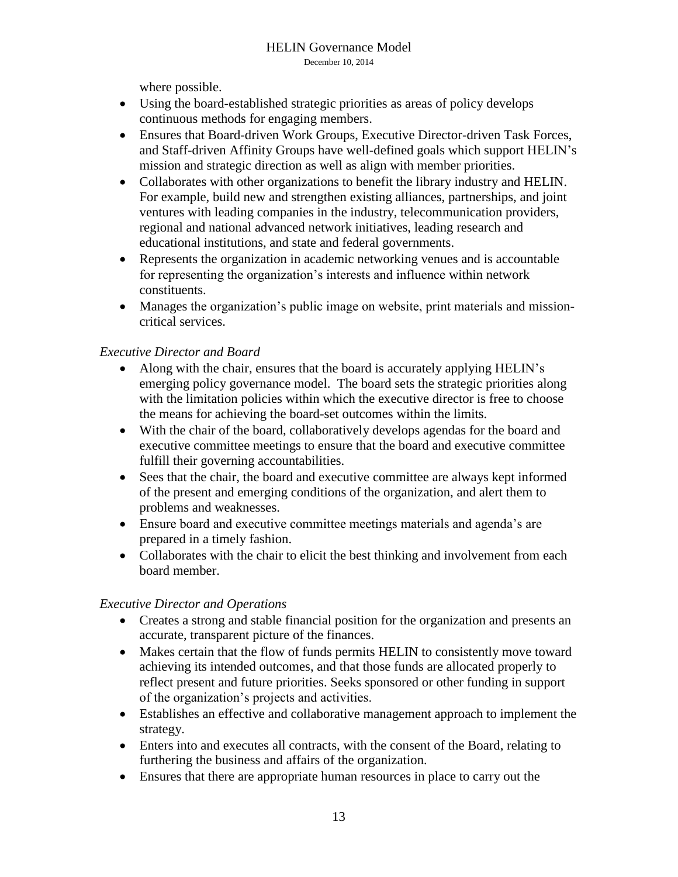where possible.

- Using the board-established strategic priorities as areas of policy develops continuous methods for engaging members.
- Ensures that Board-driven Work Groups, Executive Director-driven Task Forces, and Staff-driven Affinity Groups have well-defined goals which support HELIN's mission and strategic direction as well as align with member priorities.
- Collaborates with other organizations to benefit the library industry and HELIN. For example, build new and strengthen existing alliances, partnerships, and joint ventures with leading companies in the industry, telecommunication providers, regional and national advanced network initiatives, leading research and educational institutions, and state and federal governments.
- Represents the organization in academic networking venues and is accountable for representing the organization's interests and influence within network constituents.
- Manages the organization's public image on website, print materials and mission-critical services.

*Executive Director and Board*

- Along with the chair, ensures that the board is accurately applying HELIN's emerging policy governance model. The board sets the strategic priorities along with the limitation policies within which the executive director is free to choose the means for achieving the board-set outcomes within the limits.
- With the chair of the board, collaboratively develops agendas for the board and executive committee meetings to ensure that the board and executive committee fulfill their governing accountabilities.
- Sees that the chair, the board and executive committee are always kept informed of the present and emerging conditions of the organization, and alert them to problems and weaknesses.
- Ensure board and executive committee meetings materials and agenda's are prepared in a timely fashion.
- Collaborates with the chair to elicit the best thinking and involvement from each board member.

*Executive Director and Operations*

- Creates a strong and stable financial position for the organization and presents an accurate, transparent picture of the finances.
- Makes certain that the flow of funds permits HELIN to consistently move toward achieving its intended outcomes, and that those funds are allocated properly to reflect present and future priorities. Seeks sponsored or other funding in support of the organization's projects and activities.
- Establishes an effective and collaborative management approach to implement the strategy.
- Enters into and executes all contracts, with the consent of the Board, relating to furthering the business and affairs of the organization.
- Ensures that there are appropriate human resources in place to carry out the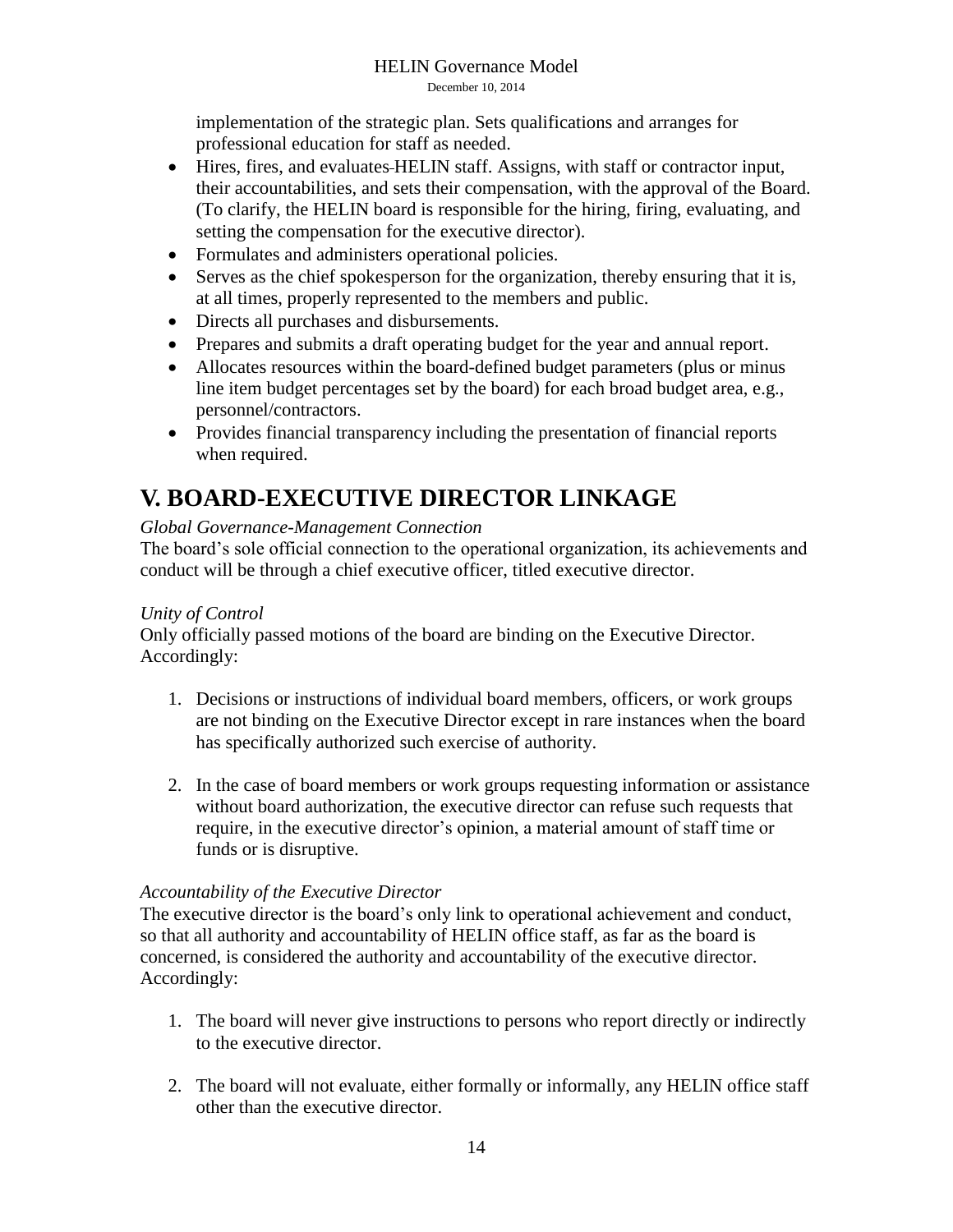implementation of the strategic plan. Sets qualifications and arranges for professional education for staff as needed.

- Hires, fires, and evaluates HELIN staff. Assigns, with staff or contractor input, their accountabilities, and sets their compensation, with the approval of the Board. (To clarify, the HELIN board is responsible for the hiring, firing, evaluating, and setting the compensation for the executive director).
- Formulates and administers operational policies.
- Serves as the chief spokesperson for the organization, thereby ensuring that it is, at all times, properly represented to the members and public.
- Directs all purchases and disbursements.
- Prepares and submits a draft operating budget for the year and annual report.
- Allocates resources within the board-defined budget parameters (plus or minus line item budget percentages set by the board) for each broad budget area, e.g., personnel/contractors.
- Provides financial transparency including the presentation of financial reports when required.

# V. BOARD-EXECUTIVE DIRECTOR LINKAGE

*Global Governance-Management Connection*

The board's sole official connection to the operational organization, its achievements and conduct will be through a chief executive officer, titled executive director.

*Unity of Control*

Only officially passed motions of the board are binding on the Executive Director. Accordingly:

1. Decisions or instructions of individual board members, officers, or work groups are not binding on the Executive Director except in rare instances when the board has specifically authorized such exercise of authority.

2. In the case of board members or work groups requesting information or assistance without board authorization, the executive director can refuse such requests that require, in the executive director's opinion, a material amount of staff time or funds or is disruptive.

*Accountability of the Executive Director*

The executive director is the board's only link to operational achievement and conduct, so that all authority and accountability of HELIN office staff, as far as the board is concerned, is considered the authority and accountability of the executive director. Accordingly:

1. The board will never give instructions to persons who report directly or indirectly to the executive director.

2. The board will not evaluate, either formally or informally, any HELIN office staff other than the executive director.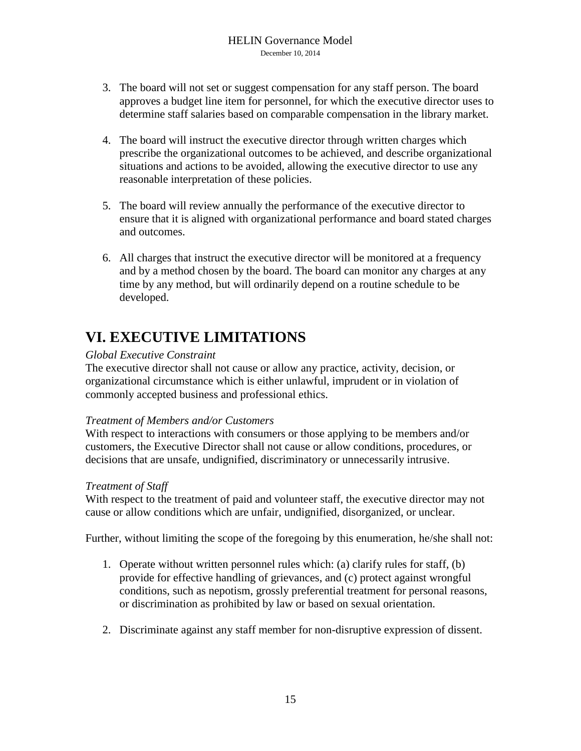3. The board will not set or suggest compensation for any staff person. The board approves a budget line item for personnel, for which the executive director uses to determine staff salaries based on comparable compensation in the library market.

4. The board will instruct the executive director through written charges which prescribe the organizational outcomes to be achieved, and describe organizational situations and actions to be avoided, allowing the executive director to use any reasonable interpretation of these policies.

5. The board will review annually the performance of the executive director to ensure that it is aligned with organizational performance and board stated charges and outcomes.

6. All charges that instruct the executive director will be monitored at a frequency and by a method chosen by the board. The board can monitor any charges at any time by any method, but will ordinarily depend on a routine schedule to be developed.

# VI. EXECUTIVE LIMITATIONS

*Global Executive Constraint*

The executive director shall not cause or allow any practice, activity, decision, or organizational circumstance which is either unlawful, imprudent or in violation of commonly accepted business and professional ethics.

*Treatment of Members and/or Customers*

With respect to interactions with consumers or those applying to be members and/or customers, the Executive Director shall not cause or allow conditions, procedures, or decisions that are unsafe, undignified, discriminatory or unnecessarily intrusive.

*Treatment of Staff*

With respect to the treatment of paid and volunteer staff, the executive director may not cause or allow conditions which are unfair, undignified, disorganized, or unclear.

Further, without limiting the scope of the foregoing by this enumeration, he/she shall not:

1. Operate without written personnel rules which: (a) clarify rules for staff, (b) provide for effective handling of grievances, and (c) protect against wrongful conditions, such as nepotism, grossly preferential treatment for personal reasons, or discrimination as prohibited by law or based on sexual orientation.

2. Discriminate against any staff member for non-disruptive expression of dissent.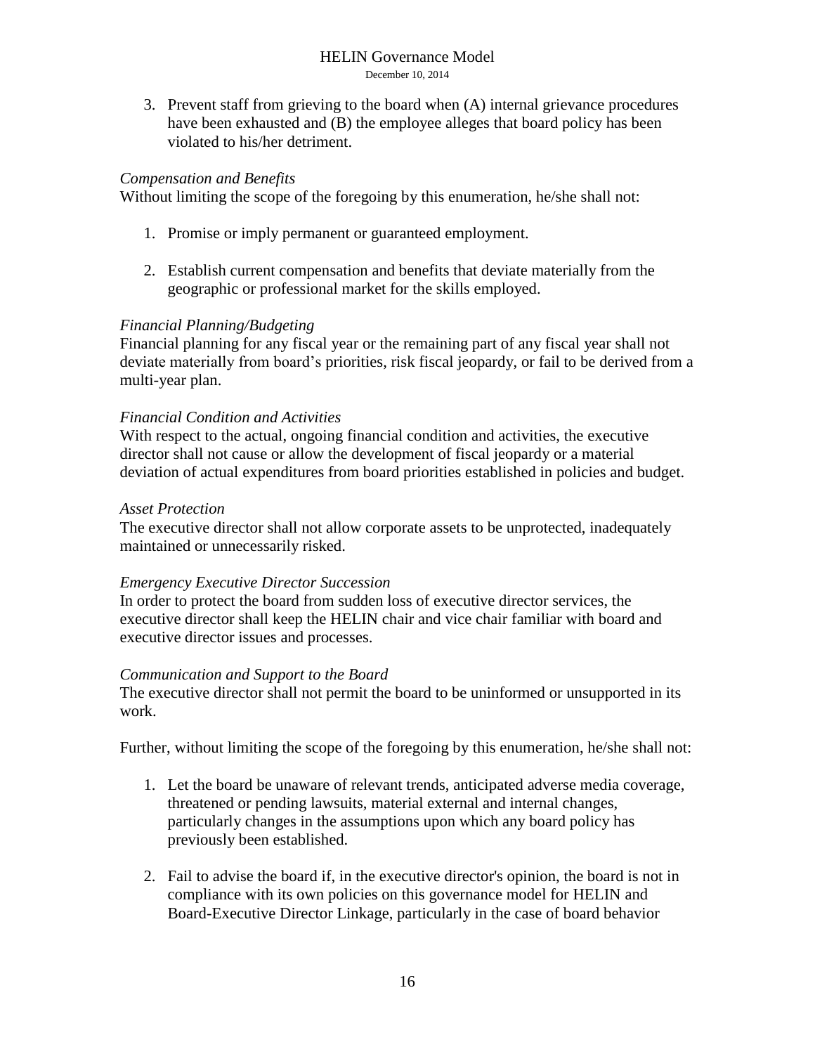3. Prevent staff from grieving to the board when (A) internal grievance procedures have been exhausted and (B) the employee alleges that board policy has been violated to his/her detriment.

*Compensation and Benefits*

Without limiting the scope of the foregoing by this enumeration, he/she shall not:

1. Promise or imply permanent or guaranteed employment.

2. Establish current compensation and benefits that deviate materially from the geographic or professional market for the skills employed.

*Financial Planning/Budgeting*

Financial planning for any fiscal year or the remaining part of any fiscal year shall not deviate materially from board's priorities, risk fiscal jeopardy, or fail to be derived from a multi-year plan.

*Financial Condition and Activities*

With respect to the actual, ongoing financial condition and activities, the executive director shall not cause or allow the development of fiscal jeopardy or a material deviation of actual expenditures from board priorities established in policies and budget.

*Asset Protection*

The executive director shall not allow corporate assets to be unprotected, inadequately maintained or unnecessarily risked.

*Emergency Executive Director Succession*

In order to protect the board from sudden loss of executive director services, the executive director shall keep the HELIN chair and vice chair familiar with board and executive director issues and processes.

*Communication and Support to the Board*

The executive director shall not permit the board to be uninformed or unsupported in its work.

Further, without limiting the scope of the foregoing by this enumeration, he/she shall not:

1. Let the board be unaware of relevant trends, anticipated adverse media coverage, threatened or pending lawsuits, material external and internal changes, particularly changes in the assumptions upon which any board policy has previously been established.

2. Fail to advise the board if, in the executive director's opinion, the board is not in compliance with its own policies on this governance model for HELIN and Board-Executive Director Linkage, particularly in the case of board behavior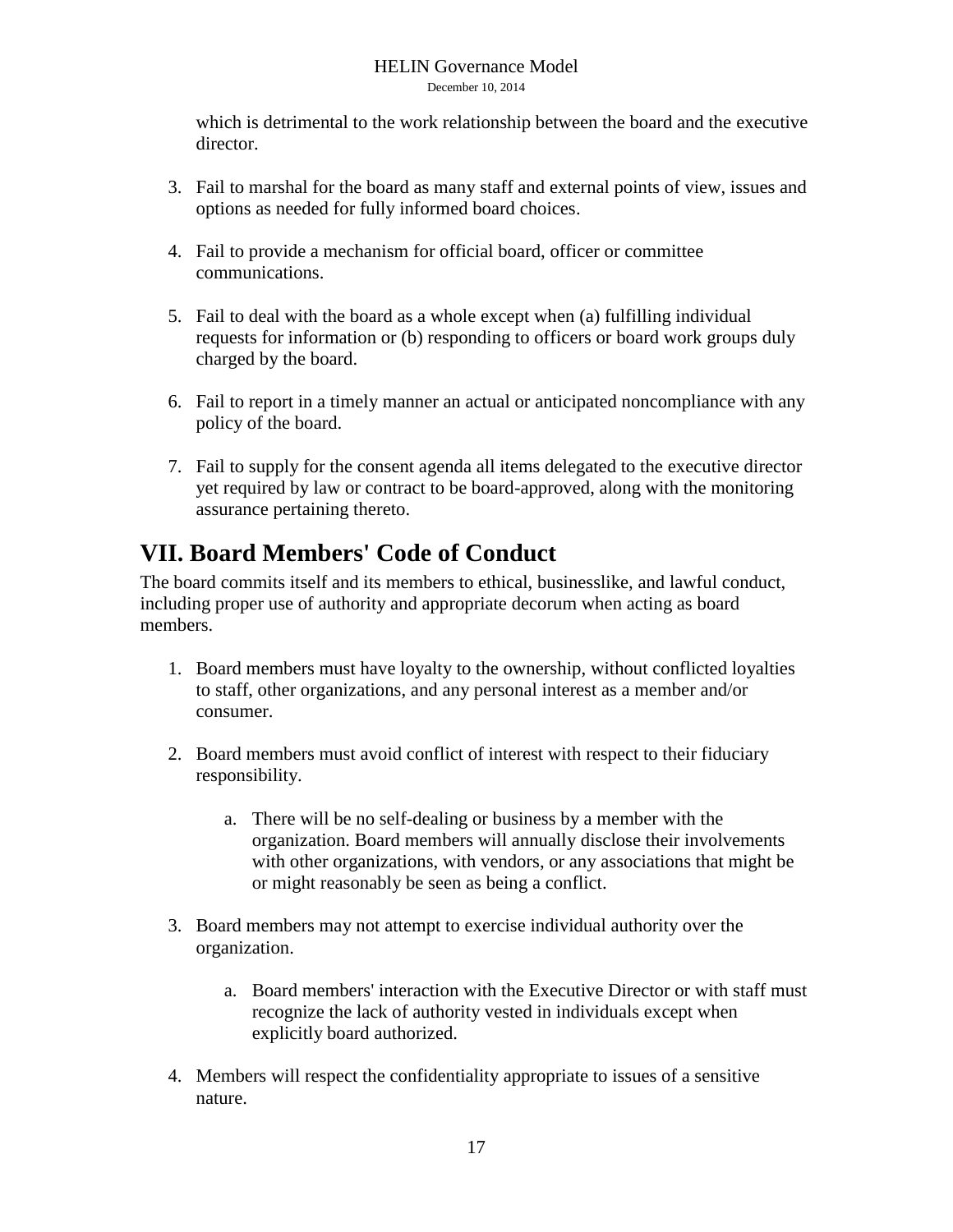which is detrimental to the work relationship between the board and the executive director.

3. Fail to marshal for the board as many staff and external points of view, issues and options as needed for fully informed board choices.

4. Fail to provide a mechanism for official board, officer or committee communications.

5. Fail to deal with the board as a whole except when (a) fulfilling individual requests for information or (b) responding to officers or board work groups duly charged by the board.

6. Fail to report in a timely manner an actual or anticipated noncompliance with any policy of the board.

7. Fail to supply for the consent agenda all items delegated to the executive director yet required by law or contract to be board-approved, along with the monitoring assurance pertaining thereto.

## VII. Board Members' Code of Conduct

The board commits itself and its members to ethical, businesslike, and lawful conduct, including proper use of authority and appropriate decorum when acting as board members.

1. Board members must have loyalty to the ownership, without conflicted loyalties to staff, other organizations, and any personal interest as a member and/or consumer.

2. Board members must avoid conflict of interest with respect to their fiduciary responsibility.

    a. There will be no self-dealing or business by a member with the organization. Board members will annually disclose their involvements with other organizations, with vendors, or any associations that might be or might reasonably be seen as being a conflict.

3. Board members may not attempt to exercise individual authority over the organization.

    a. Board members' interaction with the Executive Director or with staff must recognize the lack of authority vested in individuals except when explicitly board authorized.

4. Members will respect the confidentiality appropriate to issues of a sensitive nature.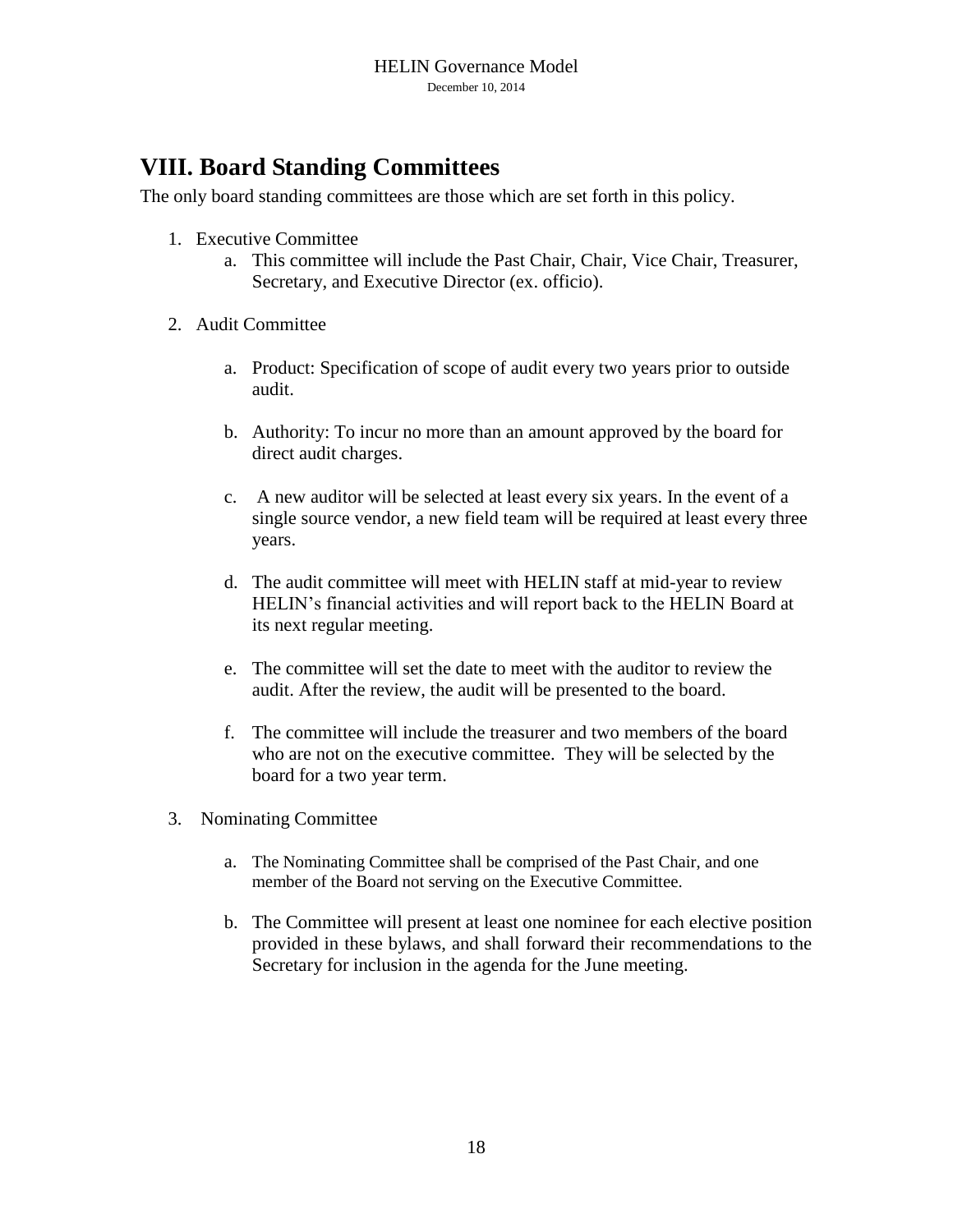# VIII. Board Standing Committees

The only board standing committees are those which are set forth in this policy.

1. Executive Committee
   a. This committee will include the Past Chair, Chair, Vice Chair, Treasurer, Secretary, and Executive Director (ex. officio).

2. Audit Committee

   a. Product: Specification of scope of audit every two years prior to outside audit.

   b. Authority: To incur no more than an amount approved by the board for direct audit charges.

   c. A new auditor will be selected at least every six years. In the event of a single source vendor, a new field team will be required at least every three years.

   d. The audit committee will meet with HELIN staff at mid-year to review HELIN's financial activities and will report back to the HELIN Board at its next regular meeting.

   e. The committee will set the date to meet with the auditor to review the audit. After the review, the audit will be presented to the board.

   f. The committee will include the treasurer and two members of the board who are not on the executive committee. They will be selected by the board for a two year term.

3. Nominating Committee

   a. The Nominating Committee shall be comprised of the Past Chair, and one member of the Board not serving on the Executive Committee.

   b. The Committee will present at least one nominee for each elective position provided in these bylaws, and shall forward their recommendations to the Secretary for inclusion in the agenda for the June meeting.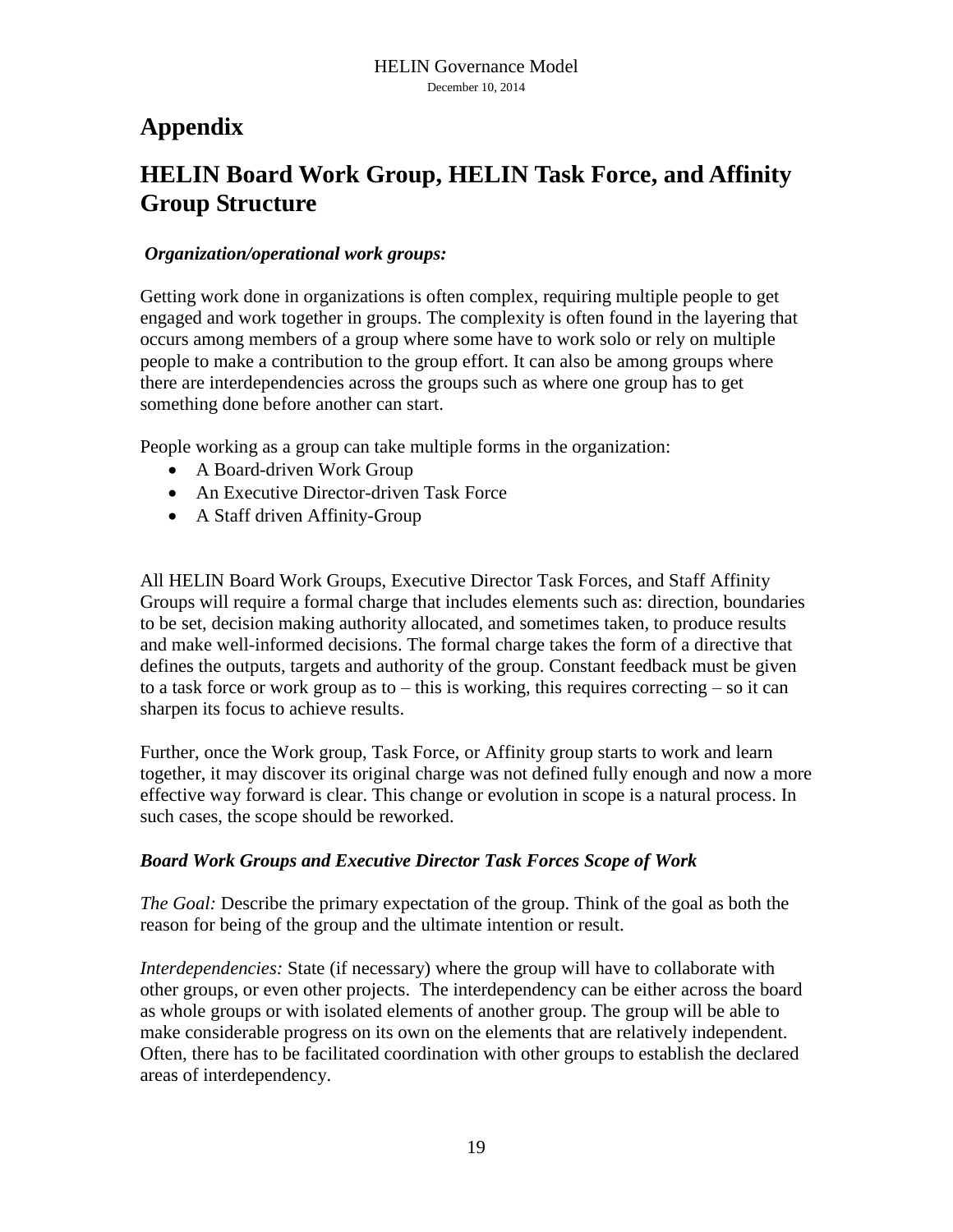# Appendix

# HELIN Board Work Group, HELIN Task Force, and Affinity Group Structure

***Organization/operational work groups:***

Getting work done in organizations is often complex, requiring multiple people to get engaged and work together in groups. The complexity is often found in the layering that occurs among members of a group where some have to work solo or rely on multiple people to make a contribution to the group effort. It can also be among groups where there are interdependencies across the groups such as where one group has to get something done before another can start.

People working as a group can take multiple forms in the organization:

- A Board-driven Work Group
- An Executive Director-driven Task Force
- A Staff driven Affinity-Group

All HELIN Board Work Groups, Executive Director Task Forces, and Staff Affinity Groups will require a formal charge that includes elements such as: direction, boundaries to be set, decision making authority allocated, and sometimes taken, to produce results and make well-informed decisions. The formal charge takes the form of a directive that defines the outputs, targets and authority of the group. Constant feedback must be given to a task force or work group as to – this is working, this requires correcting – so it can sharpen its focus to achieve results.

Further, once the Work group, Task Force, or Affinity group starts to work and learn together, it may discover its original charge was not defined fully enough and now a more effective way forward is clear. This change or evolution in scope is a natural process. In such cases, the scope should be reworked.

***Board Work Groups and Executive Director Task Forces Scope of Work***

*The Goal:* Describe the primary expectation of the group. Think of the goal as both the reason for being of the group and the ultimate intention or result.

*Interdependencies:* State (if necessary) where the group will have to collaborate with other groups, or even other projects. The interdependency can be either across the board as whole groups or with isolated elements of another group. The group will be able to make considerable progress on its own on the elements that are relatively independent. Often, there has to be facilitated coordination with other groups to establish the declared areas of interdependency.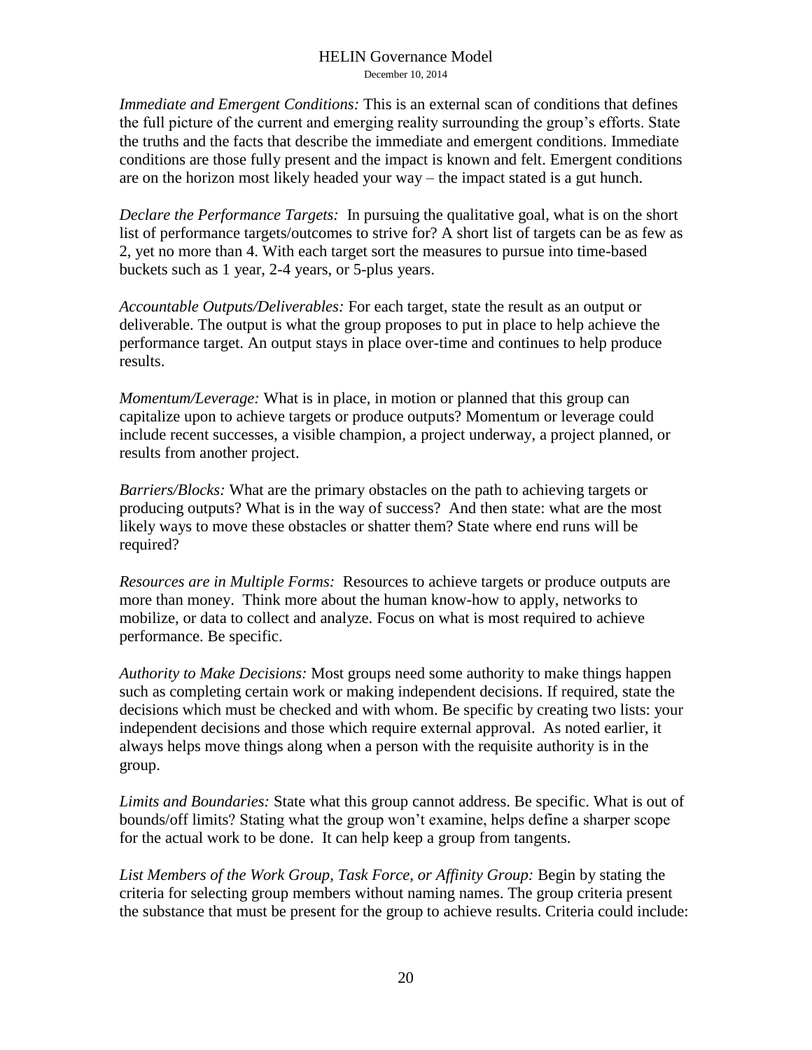*Immediate and Emergent Conditions:* This is an external scan of conditions that defines the full picture of the current and emerging reality surrounding the group's efforts. State the truths and the facts that describe the immediate and emergent conditions. Immediate conditions are those fully present and the impact is known and felt. Emergent conditions are on the horizon most likely headed your way – the impact stated is a gut hunch.

*Declare the Performance Targets:* In pursuing the qualitative goal, what is on the short list of performance targets/outcomes to strive for? A short list of targets can be as few as 2, yet no more than 4. With each target sort the measures to pursue into time-based buckets such as 1 year, 2-4 years, or 5-plus years.

*Accountable Outputs/Deliverables:* For each target, state the result as an output or deliverable. The output is what the group proposes to put in place to help achieve the performance target. An output stays in place over-time and continues to help produce results.

*Momentum/Leverage:* What is in place, in motion or planned that this group can capitalize upon to achieve targets or produce outputs? Momentum or leverage could include recent successes, a visible champion, a project underway, a project planned, or results from another project.

*Barriers/Blocks:* What are the primary obstacles on the path to achieving targets or producing outputs? What is in the way of success? And then state: what are the most likely ways to move these obstacles or shatter them? State where end runs will be required?

*Resources are in Multiple Forms:* Resources to achieve targets or produce outputs are more than money. Think more about the human know-how to apply, networks to mobilize, or data to collect and analyze. Focus on what is most required to achieve performance. Be specific.

*Authority to Make Decisions:* Most groups need some authority to make things happen such as completing certain work or making independent decisions. If required, state the decisions which must be checked and with whom. Be specific by creating two lists: your independent decisions and those which require external approval. As noted earlier, it always helps move things along when a person with the requisite authority is in the group.

*Limits and Boundaries:* State what this group cannot address. Be specific. What is out of bounds/off limits? Stating what the group won't examine, helps define a sharper scope for the actual work to be done. It can help keep a group from tangents.

*List Members of the Work Group, Task Force, or Affinity Group:* Begin by stating the criteria for selecting group members without naming names. The group criteria present the substance that must be present for the group to achieve results. Criteria could include: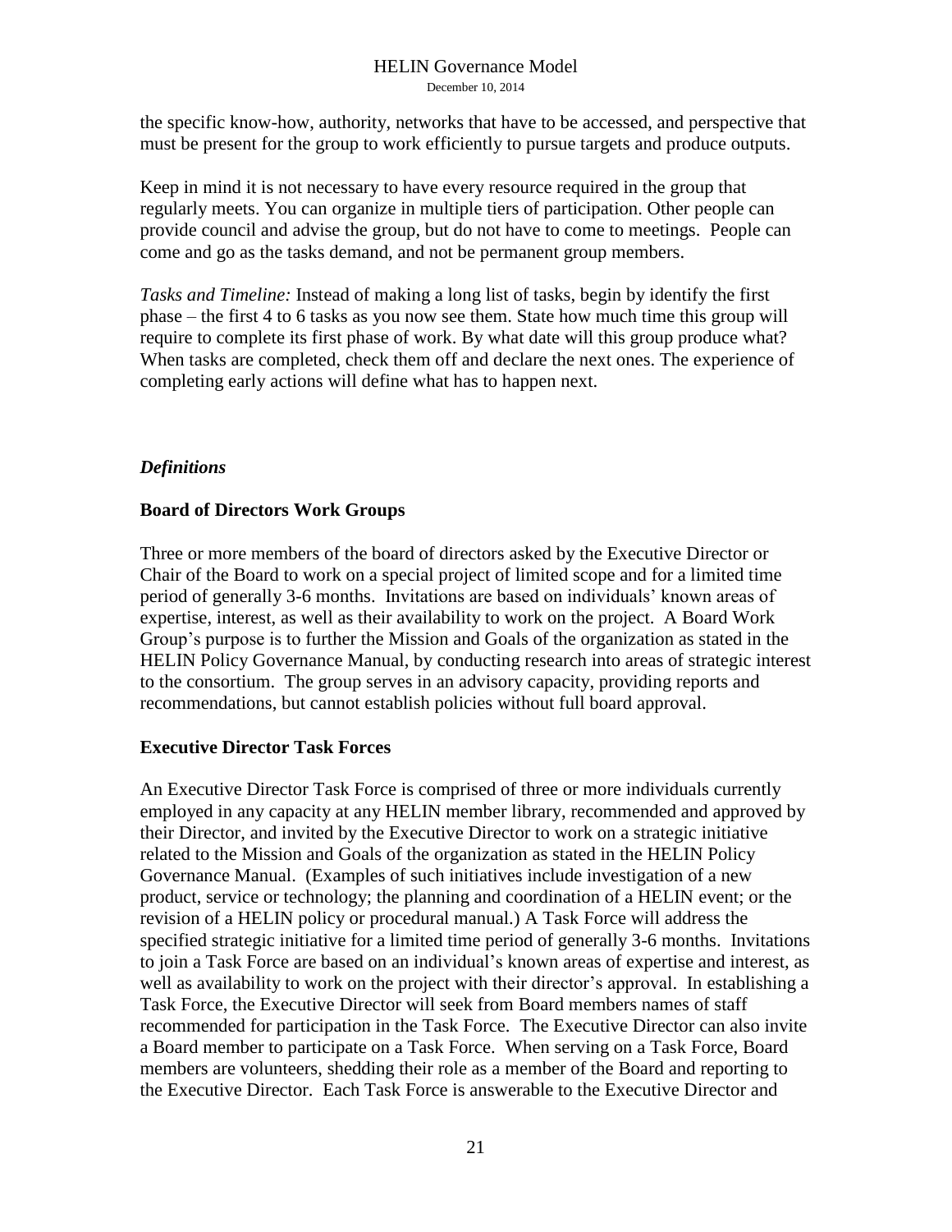the specific know-how, authority, networks that have to be accessed, and perspective that must be present for the group to work efficiently to pursue targets and produce outputs.

Keep in mind it is not necessary to have every resource required in the group that regularly meets. You can organize in multiple tiers of participation. Other people can provide council and advise the group, but do not have to come to meetings. People can come and go as the tasks demand, and not be permanent group members.

*Tasks and Timeline:* Instead of making a long list of tasks, begin by identify the first phase – the first 4 to 6 tasks as you now see them. State how much time this group will require to complete its first phase of work. By what date will this group produce what? When tasks are completed, check them off and declare the next ones. The experience of completing early actions will define what has to happen next.

### *Definitions*

**Board of Directors Work Groups**

Three or more members of the board of directors asked by the Executive Director or Chair of the Board to work on a special project of limited scope and for a limited time period of generally 3-6 months. Invitations are based on individuals' known areas of expertise, interest, as well as their availability to work on the project. A Board Work Group's purpose is to further the Mission and Goals of the organization as stated in the HELIN Policy Governance Manual, by conducting research into areas of strategic interest to the consortium. The group serves in an advisory capacity, providing reports and recommendations, but cannot establish policies without full board approval.

**Executive Director Task Forces**

An Executive Director Task Force is comprised of three or more individuals currently employed in any capacity at any HELIN member library, recommended and approved by their Director, and invited by the Executive Director to work on a strategic initiative related to the Mission and Goals of the organization as stated in the HELIN Policy Governance Manual. (Examples of such initiatives include investigation of a new product, service or technology; the planning and coordination of a HELIN event; or the revision of a HELIN policy or procedural manual.) A Task Force will address the specified strategic initiative for a limited time period of generally 3-6 months. Invitations to join a Task Force are based on an individual's known areas of expertise and interest, as well as availability to work on the project with their director's approval. In establishing a Task Force, the Executive Director will seek from Board members names of staff recommended for participation in the Task Force. The Executive Director can also invite a Board member to participate on a Task Force. When serving on a Task Force, Board members are volunteers, shedding their role as a member of the Board and reporting to the Executive Director. Each Task Force is answerable to the Executive Director and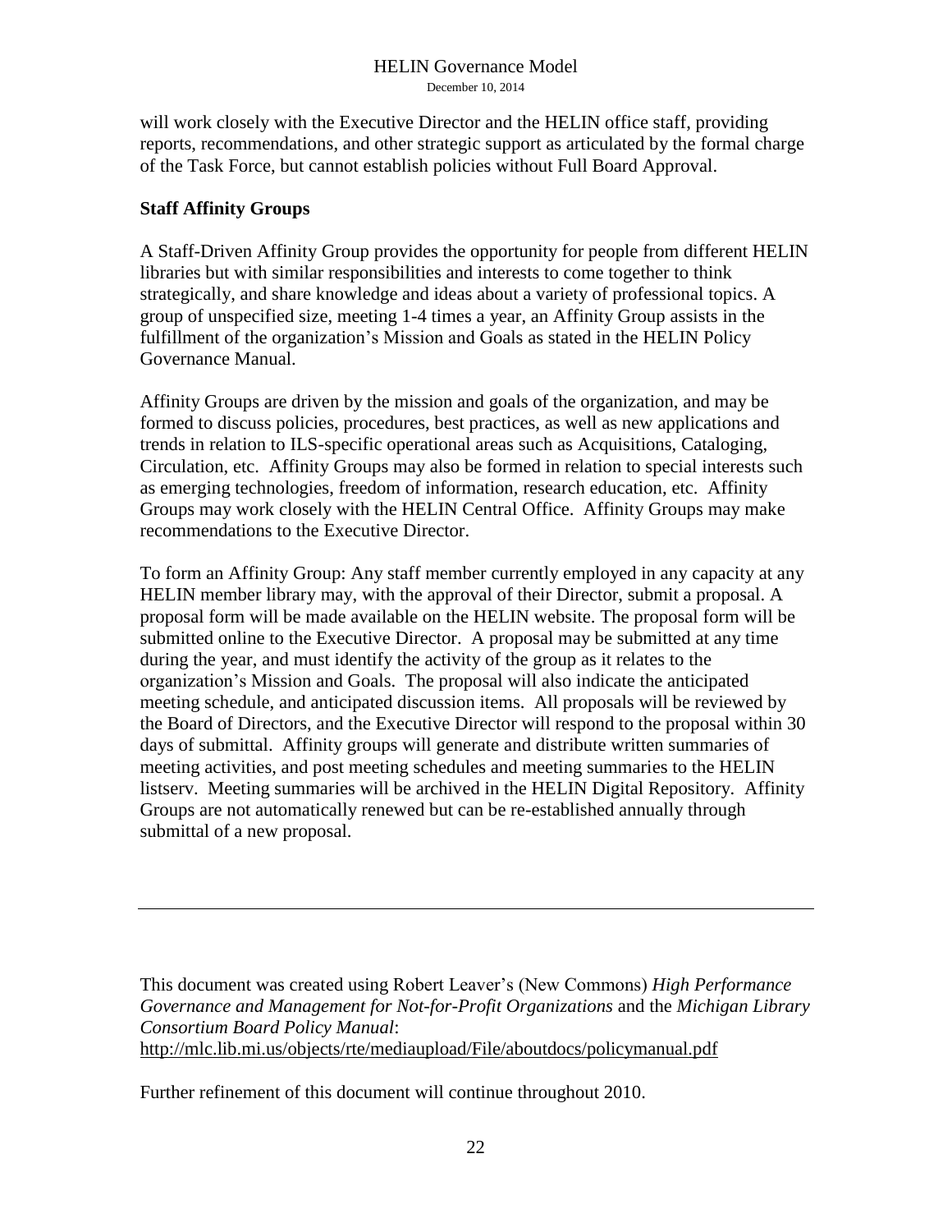will work closely with the Executive Director and the HELIN office staff, providing reports, recommendations, and other strategic support as articulated by the formal charge of the Task Force, but cannot establish policies without Full Board Approval.

**Staff Affinity Groups**

A Staff-Driven Affinity Group provides the opportunity for people from different HELIN libraries but with similar responsibilities and interests to come together to think strategically, and share knowledge and ideas about a variety of professional topics. A group of unspecified size, meeting 1-4 times a year, an Affinity Group assists in the fulfillment of the organization's Mission and Goals as stated in the HELIN Policy Governance Manual.

Affinity Groups are driven by the mission and goals of the organization, and may be formed to discuss policies, procedures, best practices, as well as new applications and trends in relation to ILS-specific operational areas such as Acquisitions, Cataloging, Circulation, etc. Affinity Groups may also be formed in relation to special interests such as emerging technologies, freedom of information, research education, etc. Affinity Groups may work closely with the HELIN Central Office. Affinity Groups may make recommendations to the Executive Director.

To form an Affinity Group: Any staff member currently employed in any capacity at any HELIN member library may, with the approval of their Director, submit a proposal. A proposal form will be made available on the HELIN website. The proposal form will be submitted online to the Executive Director. A proposal may be submitted at any time during the year, and must identify the activity of the group as it relates to the organization's Mission and Goals. The proposal will also indicate the anticipated meeting schedule, and anticipated discussion items. All proposals will be reviewed by the Board of Directors, and the Executive Director will respond to the proposal within 30 days of submittal. Affinity groups will generate and distribute written summaries of meeting activities, and post meeting schedules and meeting summaries to the HELIN listserv. Meeting summaries will be archived in the HELIN Digital Repository. Affinity Groups are not automatically renewed but can be re-established annually through submittal of a new proposal.

---

This document was created using Robert Leaver's (New Commons) *High Performance Governance and Management for Not-for-Profit Organizations* and the *Michigan Library Consortium Board Policy Manual*:
http://mlc.lib.mi.us/objects/rte/mediaupload/File/aboutdocs/policymanual.pdf

Further refinement of this document will continue throughout 2010.